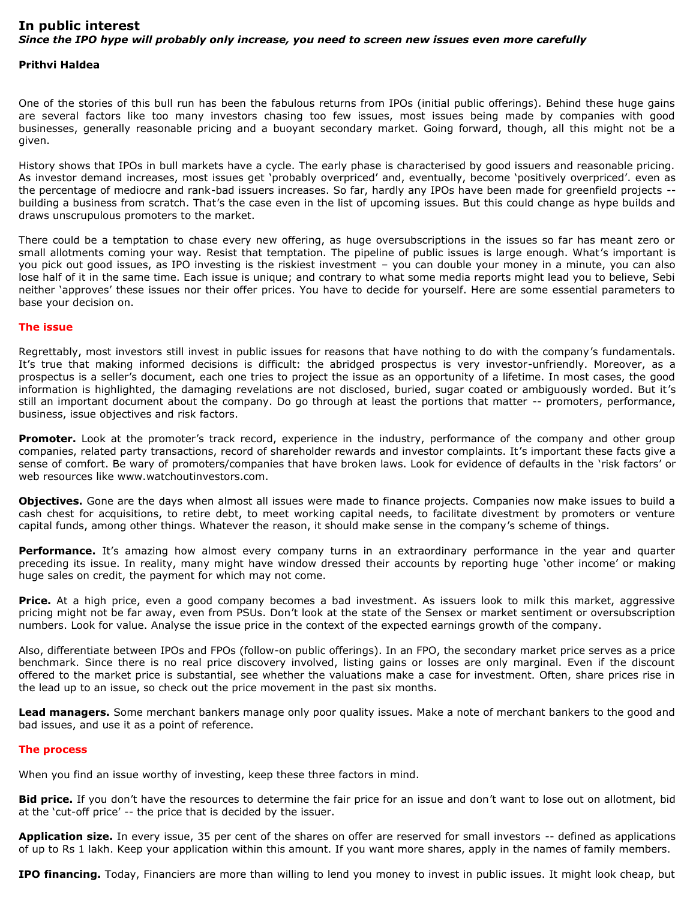# In public interest

***Since the IPO hype will probably only increase, you need to screen new issues even more carefully***

**Prithvi Haldea**

One of the stories of this bull run has been the fabulous returns from IPOs (initial public offerings). Behind these huge gains are several factors like too many investors chasing too few issues, most issues being made by companies with good businesses, generally reasonable pricing and a buoyant secondary market. Going forward, though, all this might not be a given.

History shows that IPOs in bull markets have a cycle. The early phase is characterised by good issuers and reasonable pricing. As investor demand increases, most issues get 'probably overpriced' and, eventually, become 'positively overpriced'. even as the percentage of mediocre and rank-bad issuers increases. So far, hardly any IPOs have been made for greenfield projects -- building a business from scratch. That's the case even in the list of upcoming issues. But this could change as hype builds and draws unscrupulous promoters to the market.

There could be a temptation to chase every new offering, as huge oversubscriptions in the issues so far has meant zero or small allotments coming your way. Resist that temptation. The pipeline of public issues is large enough. What's important is you pick out good issues, as IPO investing is the riskiest investment – you can double your money in a minute, you can also lose half of it in the same time. Each issue is unique; and contrary to what some media reports might lead you to believe, Sebi neither 'approves' these issues nor their offer prices. You have to decide for yourself. Here are some essential parameters to base your decision on.

## The issue

Regrettably, most investors still invest in public issues for reasons that have nothing to do with the company's fundamentals. It's true that making informed decisions is difficult: the abridged prospectus is very investor-unfriendly. Moreover, as a prospectus is a seller's document, each one tries to project the issue as an opportunity of a lifetime. In most cases, the good information is highlighted, the damaging revelations are not disclosed, buried, sugar coated or ambiguously worded. But it's still an important document about the company. Do go through at least the portions that matter -- promoters, performance, business, issue objectives and risk factors.

**Promoter.** Look at the promoter's track record, experience in the industry, performance of the company and other group companies, related party transactions, record of shareholder rewards and investor complaints. It's important these facts give a sense of comfort. Be wary of promoters/companies that have broken laws. Look for evidence of defaults in the 'risk factors' or web resources like www.watchoutinvestors.com.

**Objectives.** Gone are the days when almost all issues were made to finance projects. Companies now make issues to build a cash chest for acquisitions, to retire debt, to meet working capital needs, to facilitate divestment by promoters or venture capital funds, among other things. Whatever the reason, it should make sense in the company's scheme of things.

**Performance.** It's amazing how almost every company turns in an extraordinary performance in the year and quarter preceding its issue. In reality, many might have window dressed their accounts by reporting huge 'other income' or making huge sales on credit, the payment for which may not come.

**Price.** At a high price, even a good company becomes a bad investment. As issuers look to milk this market, aggressive pricing might not be far away, even from PSUs. Don't look at the state of the Sensex or market sentiment or oversubscription numbers. Look for value. Analyse the issue price in the context of the expected earnings growth of the company.

Also, differentiate between IPOs and FPOs (follow-on public offerings). In an FPO, the secondary market price serves as a price benchmark. Since there is no real price discovery involved, listing gains or losses are only marginal. Even if the discount offered to the market price is substantial, see whether the valuations make a case for investment. Often, share prices rise in the lead up to an issue, so check out the price movement in the past six months.

**Lead managers.** Some merchant bankers manage only poor quality issues. Make a note of merchant bankers to the good and bad issues, and use it as a point of reference.

## The process

When you find an issue worthy of investing, keep these three factors in mind.

**Bid price.** If you don't have the resources to determine the fair price for an issue and don't want to lose out on allotment, bid at the 'cut-off price' -- the price that is decided by the issuer.

**Application size.** In every issue, 35 per cent of the shares on offer are reserved for small investors -- defined as applications of up to Rs 1 lakh. Keep your application within this amount. If you want more shares, apply in the names of family members.

**IPO financing.** Today, Financiers are more than willing to lend you money to invest in public issues. It might look cheap, but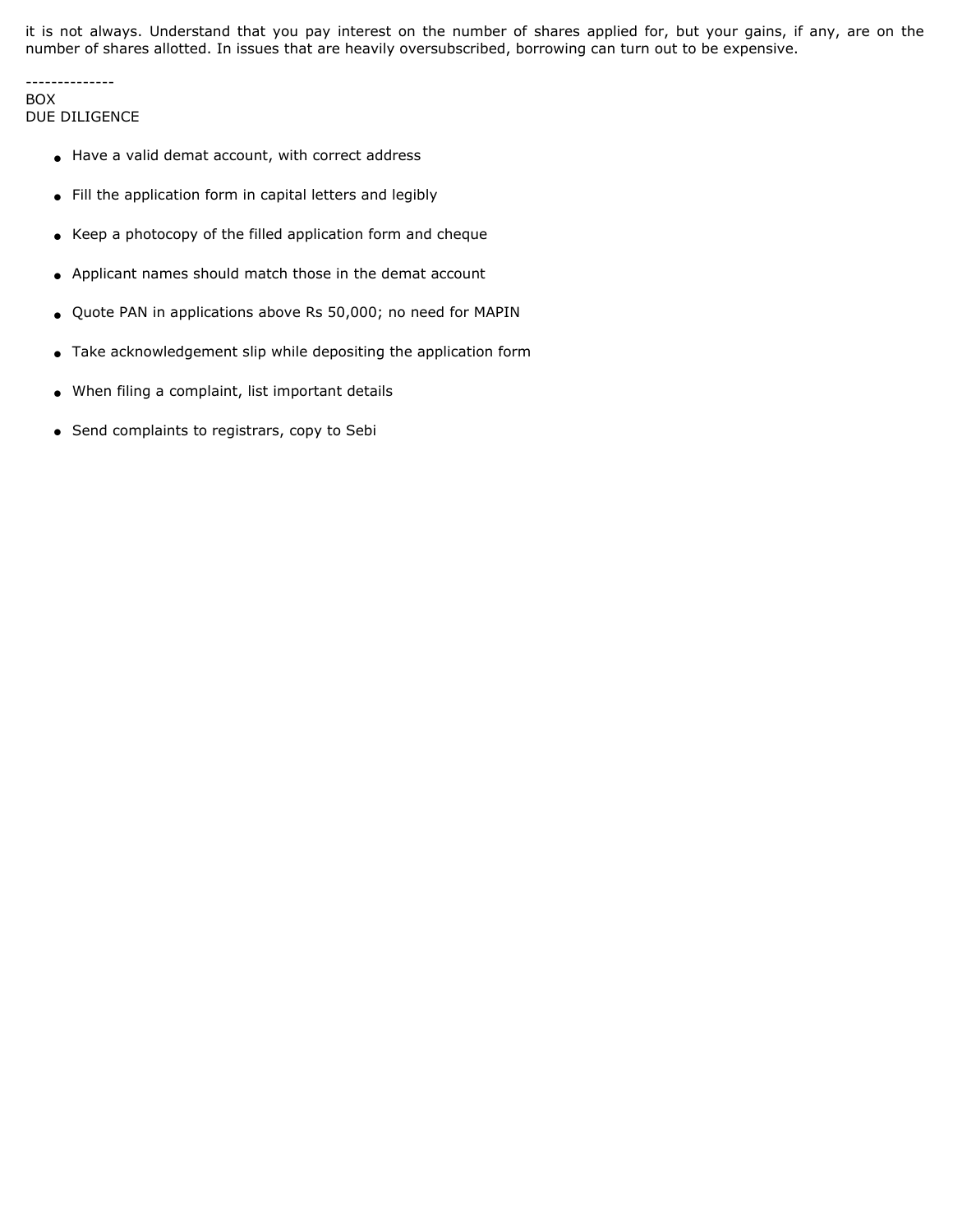it is not always. Understand that you pay interest on the number of shares applied for, but your gains, if any, are on the number of shares allotted. In issues that are heavily oversubscribed, borrowing can turn out to be expensive.

--------------

BOX

DUE DILIGENCE

- Have a valid demat account, with correct address
- Fill the application form in capital letters and legibly
- Keep a photocopy of the filled application form and cheque
- Applicant names should match those in the demat account
- Quote PAN in applications above Rs 50,000; no need for MAPIN
- Take acknowledgement slip while depositing the application form
- When filing a complaint, list important details
- Send complaints to registrars, copy to Sebi